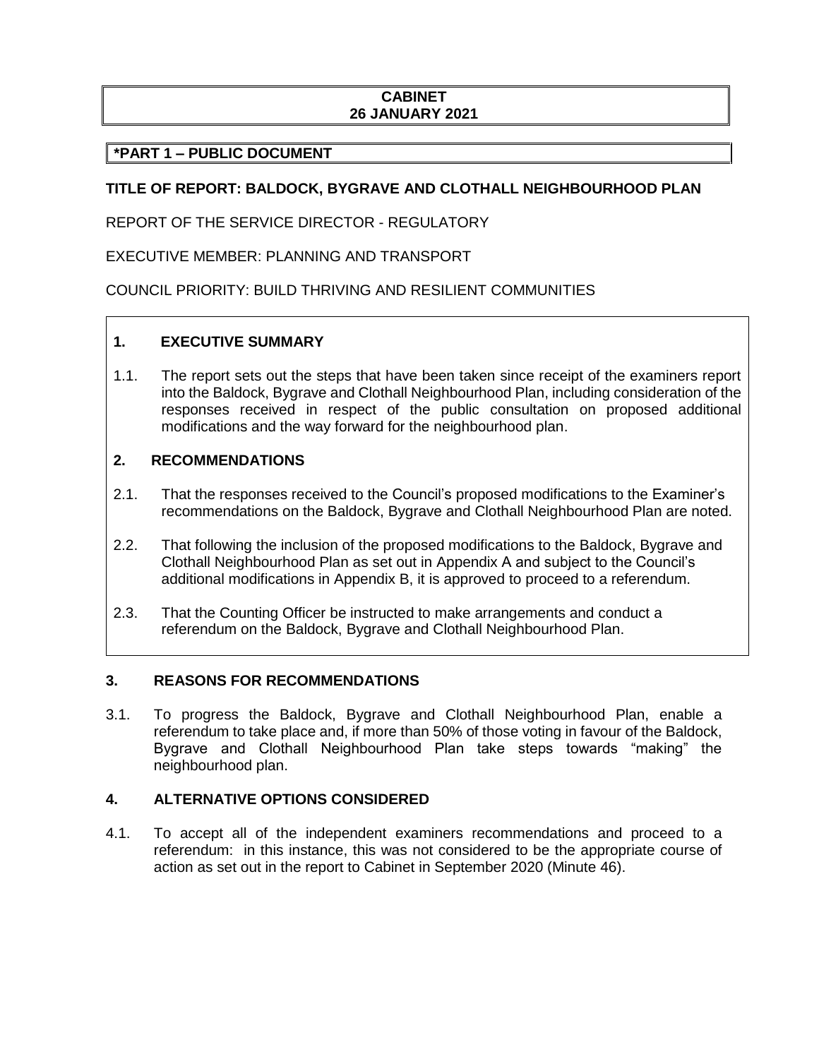**CABINET**
**26 JANUARY 2021**

**\*PART 1 – PUBLIC DOCUMENT**

**TITLE OF REPORT: BALDOCK, BYGRAVE AND CLOTHALL NEIGHBOURHOOD PLAN**

REPORT OF THE SERVICE DIRECTOR - REGULATORY

EXECUTIVE MEMBER: PLANNING AND TRANSPORT

COUNCIL PRIORITY: BUILD THRIVING AND RESILIENT COMMUNITIES

## 1. EXECUTIVE SUMMARY

1.1. The report sets out the steps that have been taken since receipt of the examiners report into the Baldock, Bygrave and Clothall Neighbourhood Plan, including consideration of the responses received in respect of the public consultation on proposed additional modifications and the way forward for the neighbourhood plan.

## 2. RECOMMENDATIONS

2.1. That the responses received to the Council's proposed modifications to the Examiner's recommendations on the Baldock, Bygrave and Clothall Neighbourhood Plan are noted.

2.2. That following the inclusion of the proposed modifications to the Baldock, Bygrave and Clothall Neighbourhood Plan as set out in Appendix A and subject to the Council's additional modifications in Appendix B, it is approved to proceed to a referendum.

2.3. That the Counting Officer be instructed to make arrangements and conduct a referendum on the Baldock, Bygrave and Clothall Neighbourhood Plan.

## 3. REASONS FOR RECOMMENDATIONS

3.1. To progress the Baldock, Bygrave and Clothall Neighbourhood Plan, enable a referendum to take place and, if more than 50% of those voting in favour of the Baldock, Bygrave and Clothall Neighbourhood Plan take steps towards "making" the neighbourhood plan.

## 4. ALTERNATIVE OPTIONS CONSIDERED

4.1. To accept all of the independent examiners recommendations and proceed to a referendum: in this instance, this was not considered to be the appropriate course of action as set out in the report to Cabinet in September 2020 (Minute 46).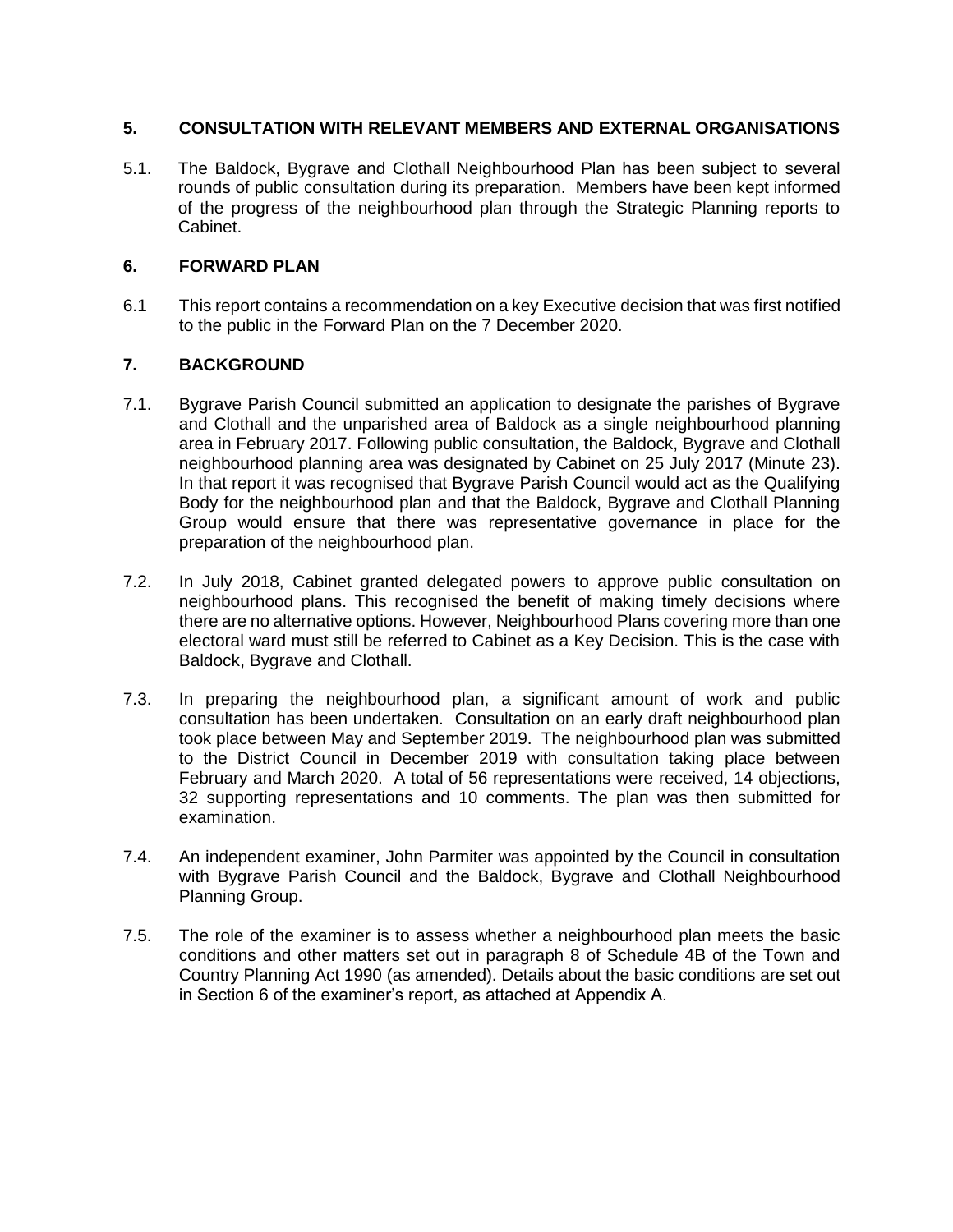## 5. CONSULTATION WITH RELEVANT MEMBERS AND EXTERNAL ORGANISATIONS

5.1. The Baldock, Bygrave and Clothall Neighbourhood Plan has been subject to several rounds of public consultation during its preparation. Members have been kept informed of the progress of the neighbourhood plan through the Strategic Planning reports to Cabinet.

## 6. FORWARD PLAN

6.1 This report contains a recommendation on a key Executive decision that was first notified to the public in the Forward Plan on the 7 December 2020.

## 7. BACKGROUND

7.1. Bygrave Parish Council submitted an application to designate the parishes of Bygrave and Clothall and the unparished area of Baldock as a single neighbourhood planning area in February 2017. Following public consultation, the Baldock, Bygrave and Clothall neighbourhood planning area was designated by Cabinet on 25 July 2017 (Minute 23). In that report it was recognised that Bygrave Parish Council would act as the Qualifying Body for the neighbourhood plan and that the Baldock, Bygrave and Clothall Planning Group would ensure that there was representative governance in place for the preparation of the neighbourhood plan.

7.2. In July 2018, Cabinet granted delegated powers to approve public consultation on neighbourhood plans. This recognised the benefit of making timely decisions where there are no alternative options. However, Neighbourhood Plans covering more than one electoral ward must still be referred to Cabinet as a Key Decision. This is the case with Baldock, Bygrave and Clothall.

7.3. In preparing the neighbourhood plan, a significant amount of work and public consultation has been undertaken. Consultation on an early draft neighbourhood plan took place between May and September 2019. The neighbourhood plan was submitted to the District Council in December 2019 with consultation taking place between February and March 2020. A total of 56 representations were received, 14 objections, 32 supporting representations and 10 comments. The plan was then submitted for examination.

7.4. An independent examiner, John Parmiter was appointed by the Council in consultation with Bygrave Parish Council and the Baldock, Bygrave and Clothall Neighbourhood Planning Group.

7.5. The role of the examiner is to assess whether a neighbourhood plan meets the basic conditions and other matters set out in paragraph 8 of Schedule 4B of the Town and Country Planning Act 1990 (as amended). Details about the basic conditions are set out in Section 6 of the examiner's report, as attached at Appendix A.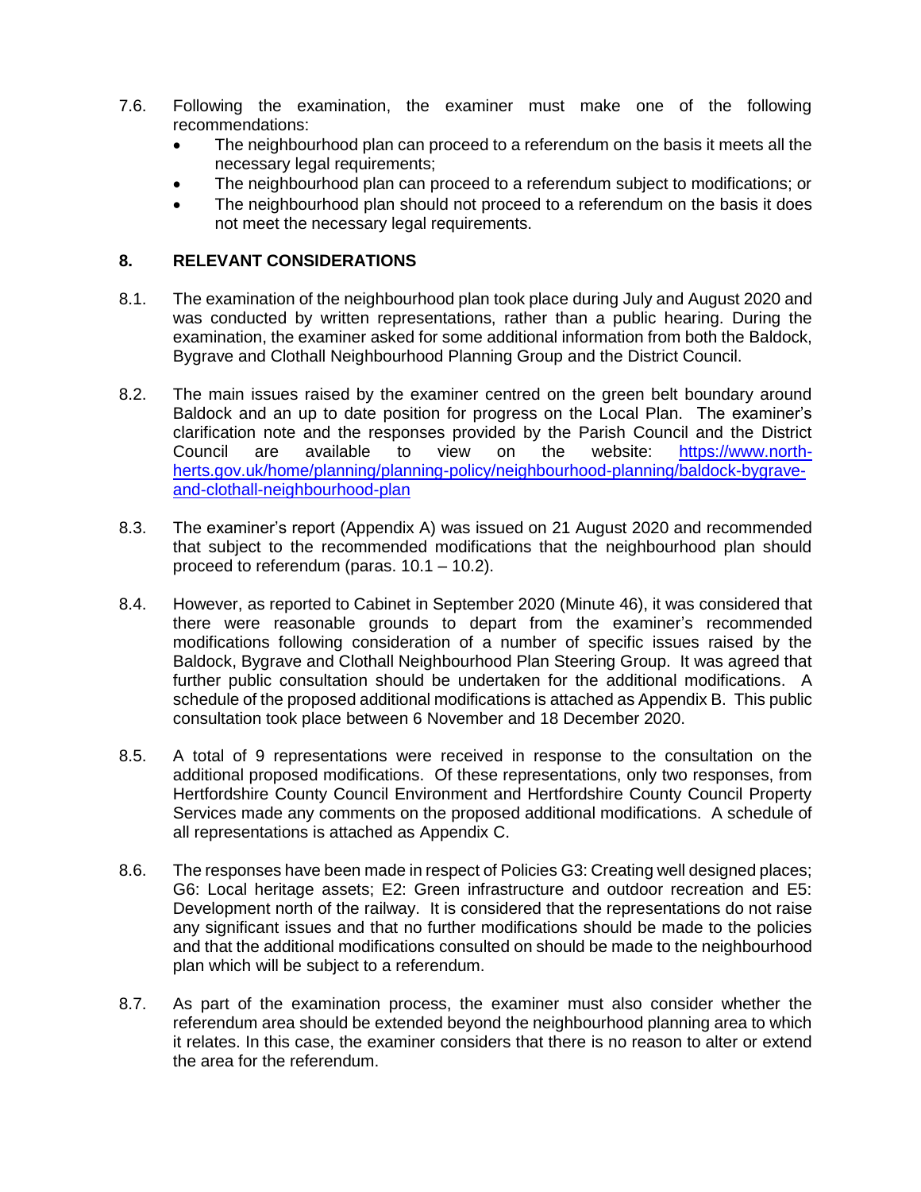7.6. Following the examination, the examiner must make one of the following recommendations:

- The neighbourhood plan can proceed to a referendum on the basis it meets all the necessary legal requirements;
- The neighbourhood plan can proceed to a referendum subject to modifications; or
- The neighbourhood plan should not proceed to a referendum on the basis it does not meet the necessary legal requirements.

## 8. RELEVANT CONSIDERATIONS

8.1. The examination of the neighbourhood plan took place during July and August 2020 and was conducted by written representations, rather than a public hearing. During the examination, the examiner asked for some additional information from both the Baldock, Bygrave and Clothall Neighbourhood Planning Group and the District Council.

8.2. The main issues raised by the examiner centred on the green belt boundary around Baldock and an up to date position for progress on the Local Plan. The examiner's clarification note and the responses provided by the Parish Council and the District Council are available to view on the website: [https://www.north-herts.gov.uk/home/planning/planning-policy/neighbourhood-planning/baldock-bygrave-and-clothall-neighbourhood-plan](https://www.north-herts.gov.uk/home/planning/planning-policy/neighbourhood-planning/baldock-bygrave-and-clothall-neighbourhood-plan)

8.3. The examiner's report (Appendix A) was issued on 21 August 2020 and recommended that subject to the recommended modifications that the neighbourhood plan should proceed to referendum (paras. 10.1 – 10.2).

8.4. However, as reported to Cabinet in September 2020 (Minute 46), it was considered that there were reasonable grounds to depart from the examiner's recommended modifications following consideration of a number of specific issues raised by the Baldock, Bygrave and Clothall Neighbourhood Plan Steering Group. It was agreed that further public consultation should be undertaken for the additional modifications. A schedule of the proposed additional modifications is attached as Appendix B. This public consultation took place between 6 November and 18 December 2020.

8.5. A total of 9 representations were received in response to the consultation on the additional proposed modifications. Of these representations, only two responses, from Hertfordshire County Council Environment and Hertfordshire County Council Property Services made any comments on the proposed additional modifications. A schedule of all representations is attached as Appendix C.

8.6. The responses have been made in respect of Policies G3: Creating well designed places; G6: Local heritage assets; E2: Green infrastructure and outdoor recreation and E5: Development north of the railway. It is considered that the representations do not raise any significant issues and that no further modifications should be made to the policies and that the additional modifications consulted on should be made to the neighbourhood plan which will be subject to a referendum.

8.7. As part of the examination process, the examiner must also consider whether the referendum area should be extended beyond the neighbourhood planning area to which it relates. In this case, the examiner considers that there is no reason to alter or extend the area for the referendum.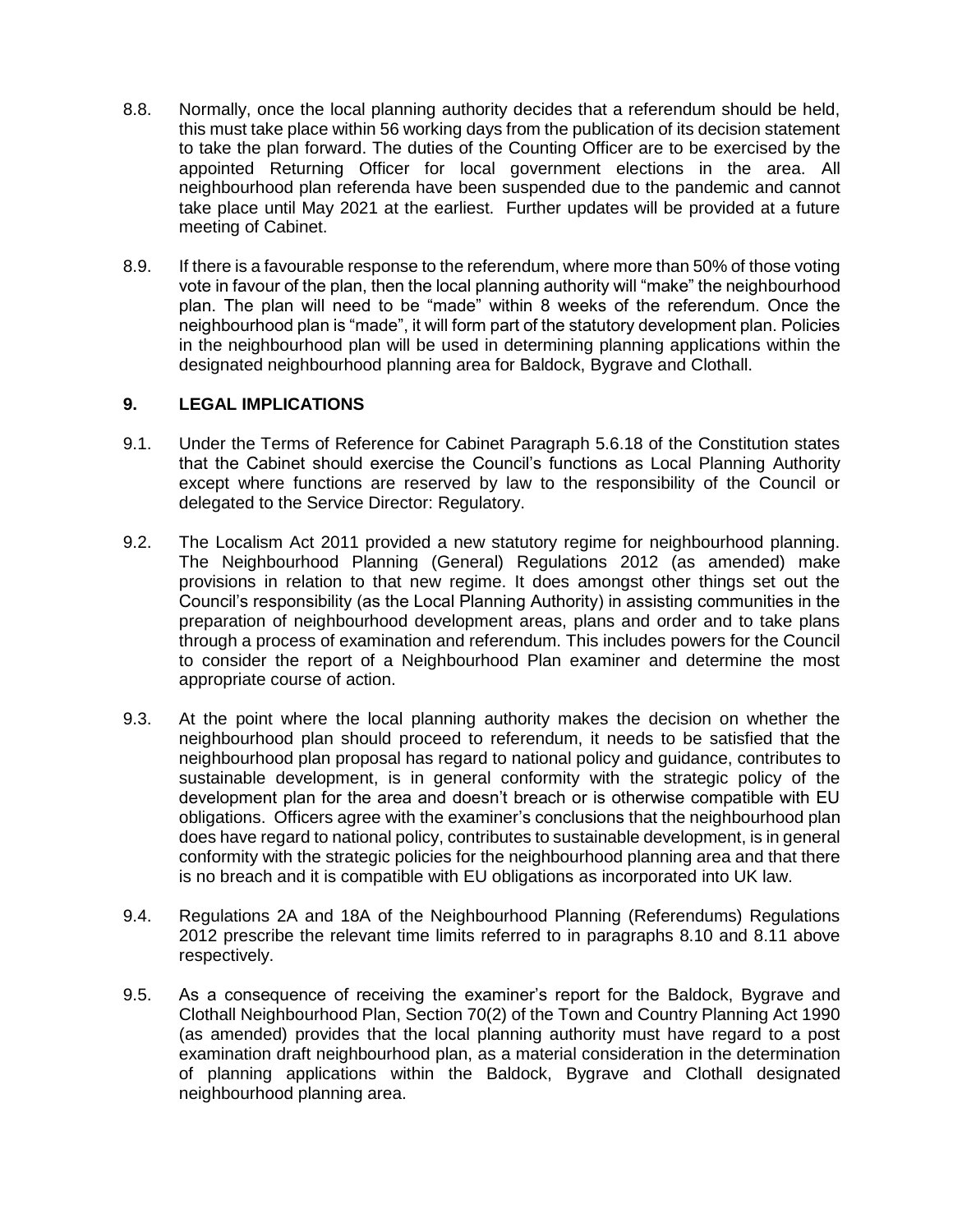8.8. Normally, once the local planning authority decides that a referendum should be held, this must take place within 56 working days from the publication of its decision statement to take the plan forward. The duties of the Counting Officer are to be exercised by the appointed Returning Officer for local government elections in the area. All neighbourhood plan referenda have been suspended due to the pandemic and cannot take place until May 2021 at the earliest. Further updates will be provided at a future meeting of Cabinet.

8.9. If there is a favourable response to the referendum, where more than 50% of those voting vote in favour of the plan, then the local planning authority will "make" the neighbourhood plan. The plan will need to be "made" within 8 weeks of the referendum. Once the neighbourhood plan is "made", it will form part of the statutory development plan. Policies in the neighbourhood plan will be used in determining planning applications within the designated neighbourhood planning area for Baldock, Bygrave and Clothall.

## 9. LEGAL IMPLICATIONS

9.1. Under the Terms of Reference for Cabinet Paragraph 5.6.18 of the Constitution states that the Cabinet should exercise the Council's functions as Local Planning Authority except where functions are reserved by law to the responsibility of the Council or delegated to the Service Director: Regulatory.

9.2. The Localism Act 2011 provided a new statutory regime for neighbourhood planning. The Neighbourhood Planning (General) Regulations 2012 (as amended) make provisions in relation to that new regime. It does amongst other things set out the Council's responsibility (as the Local Planning Authority) in assisting communities in the preparation of neighbourhood development areas, plans and order and to take plans through a process of examination and referendum. This includes powers for the Council to consider the report of a Neighbourhood Plan examiner and determine the most appropriate course of action.

9.3. At the point where the local planning authority makes the decision on whether the neighbourhood plan should proceed to referendum, it needs to be satisfied that the neighbourhood plan proposal has regard to national policy and guidance, contributes to sustainable development, is in general conformity with the strategic policy of the development plan for the area and doesn't breach or is otherwise compatible with EU obligations. Officers agree with the examiner's conclusions that the neighbourhood plan does have regard to national policy, contributes to sustainable development, is in general conformity with the strategic policies for the neighbourhood planning area and that there is no breach and it is compatible with EU obligations as incorporated into UK law.

9.4. Regulations 2A and 18A of the Neighbourhood Planning (Referendums) Regulations 2012 prescribe the relevant time limits referred to in paragraphs 8.10 and 8.11 above respectively.

9.5. As a consequence of receiving the examiner's report for the Baldock, Bygrave and Clothall Neighbourhood Plan, Section 70(2) of the Town and Country Planning Act 1990 (as amended) provides that the local planning authority must have regard to a post examination draft neighbourhood plan, as a material consideration in the determination of planning applications within the Baldock, Bygrave and Clothall designated neighbourhood planning area.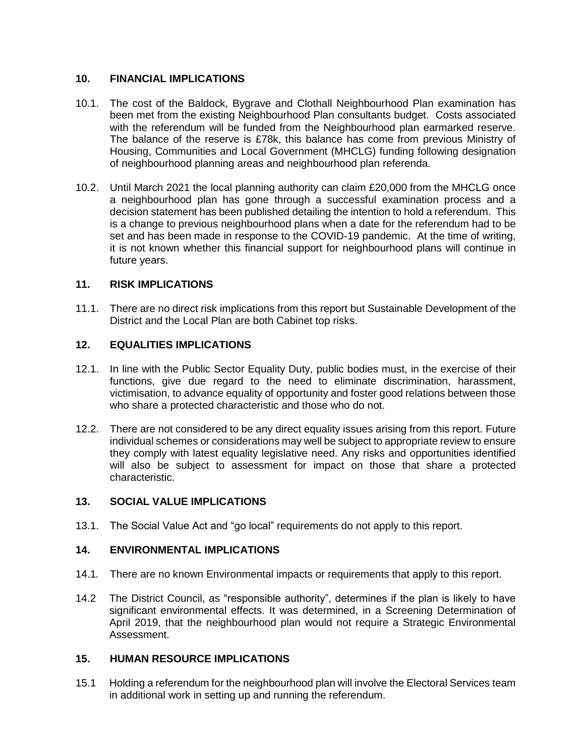## 10. FINANCIAL IMPLICATIONS

10.1. The cost of the Baldock, Bygrave and Clothall Neighbourhood Plan examination has been met from the existing Neighbourhood Plan consultants budget. Costs associated with the referendum will be funded from the Neighbourhood plan earmarked reserve. The balance of the reserve is £78k, this balance has come from previous Ministry of Housing, Communities and Local Government (MHCLG) funding following designation of neighbourhood planning areas and neighbourhood plan referenda.

10.2. Until March 2021 the local planning authority can claim £20,000 from the MHCLG once a neighbourhood plan has gone through a successful examination process and a decision statement has been published detailing the intention to hold a referendum. This is a change to previous neighbourhood plans when a date for the referendum had to be set and has been made in response to the COVID-19 pandemic. At the time of writing, it is not known whether this financial support for neighbourhood plans will continue in future years.

## 11. RISK IMPLICATIONS

11.1. There are no direct risk implications from this report but Sustainable Development of the District and the Local Plan are both Cabinet top risks.

## 12. EQUALITIES IMPLICATIONS

12.1. In line with the Public Sector Equality Duty, public bodies must, in the exercise of their functions, give due regard to the need to eliminate discrimination, harassment, victimisation, to advance equality of opportunity and foster good relations between those who share a protected characteristic and those who do not.

12.2. There are not considered to be any direct equality issues arising from this report. Future individual schemes or considerations may well be subject to appropriate review to ensure they comply with latest equality legislative need. Any risks and opportunities identified will also be subject to assessment for impact on those that share a protected characteristic.

## 13. SOCIAL VALUE IMPLICATIONS

13.1. The Social Value Act and "go local" requirements do not apply to this report.

## 14. ENVIRONMENTAL IMPLICATIONS

14.1. There are no known Environmental impacts or requirements that apply to this report.

14.2 The District Council, as "responsible authority", determines if the plan is likely to have significant environmental effects. It was determined, in a Screening Determination of April 2019, that the neighbourhood plan would not require a Strategic Environmental Assessment.

## 15. HUMAN RESOURCE IMPLICATIONS

15.1 Holding a referendum for the neighbourhood plan will involve the Electoral Services team in additional work in setting up and running the referendum.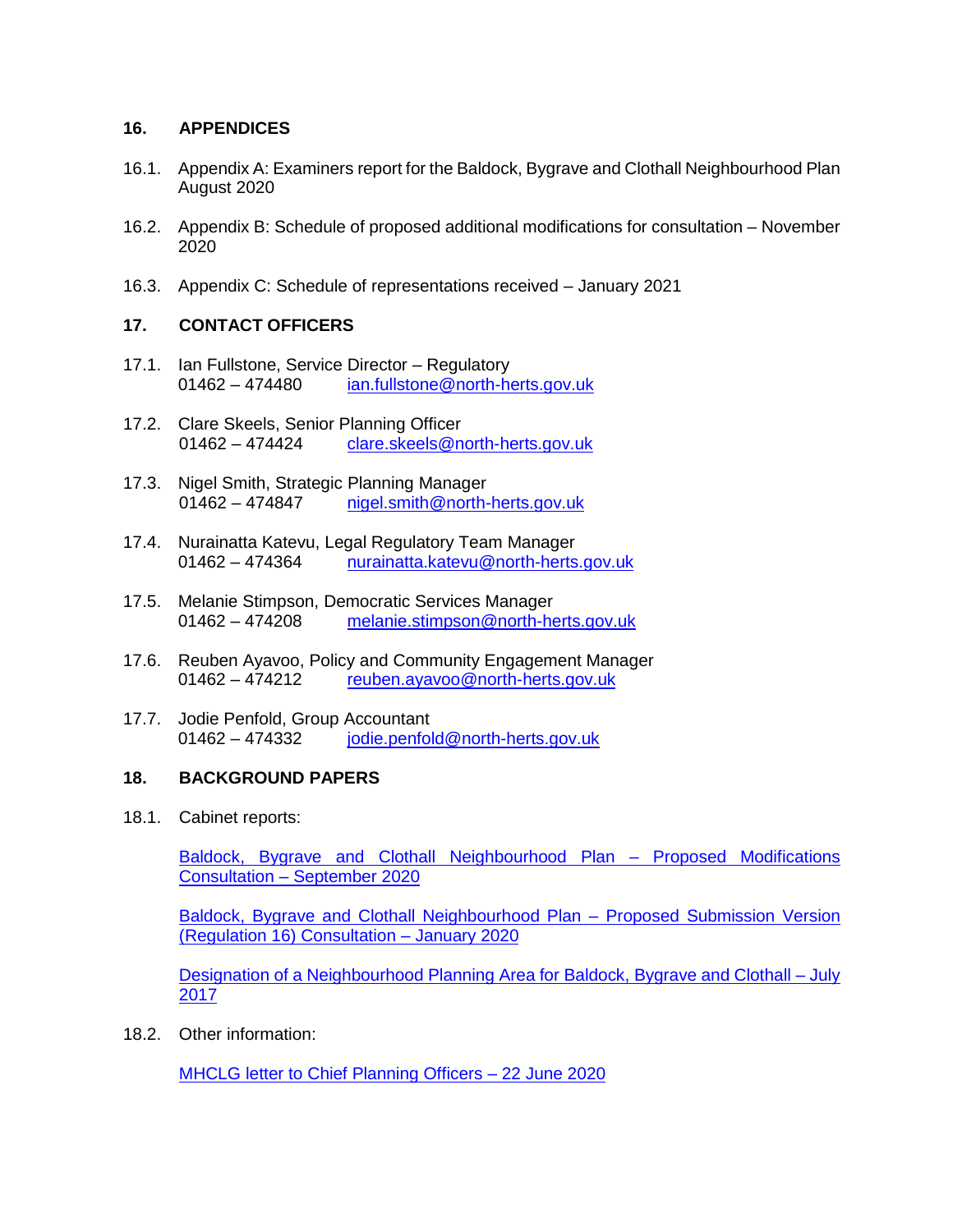## 16. APPENDICES

16.1. Appendix A: Examiners report for the Baldock, Bygrave and Clothall Neighbourhood Plan August 2020

16.2. Appendix B: Schedule of proposed additional modifications for consultation – November 2020

16.3. Appendix C: Schedule of representations received – January 2021

## 17. CONTACT OFFICERS

17.1. Ian Fullstone, Service Director – Regulatory
01462 – 474480 ian.fullstone@north-herts.gov.uk

17.2. Clare Skeels, Senior Planning Officer
01462 – 474424 clare.skeels@north-herts.gov.uk

17.3. Nigel Smith, Strategic Planning Manager
01462 – 474847 nigel.smith@north-herts.gov.uk

17.4. Nurainatta Katevu, Legal Regulatory Team Manager
01462 – 474364 nurainatta.katevu@north-herts.gov.uk

17.5. Melanie Stimpson, Democratic Services Manager
01462 – 474208 melanie.stimpson@north-herts.gov.uk

17.6. Reuben Ayavoo, Policy and Community Engagement Manager
01462 – 474212 reuben.ayavoo@north-herts.gov.uk

17.7. Jodie Penfold, Group Accountant
01462 – 474332 jodie.penfold@north-herts.gov.uk

## 18. BACKGROUND PAPERS

18.1. Cabinet reports:

Baldock, Bygrave and Clothall Neighbourhood Plan – Proposed Modifications Consultation – September 2020

Baldock, Bygrave and Clothall Neighbourhood Plan – Proposed Submission Version (Regulation 16) Consultation – January 2020

Designation of a Neighbourhood Planning Area for Baldock, Bygrave and Clothall – July 2017

18.2. Other information:

MHCLG letter to Chief Planning Officers – 22 June 2020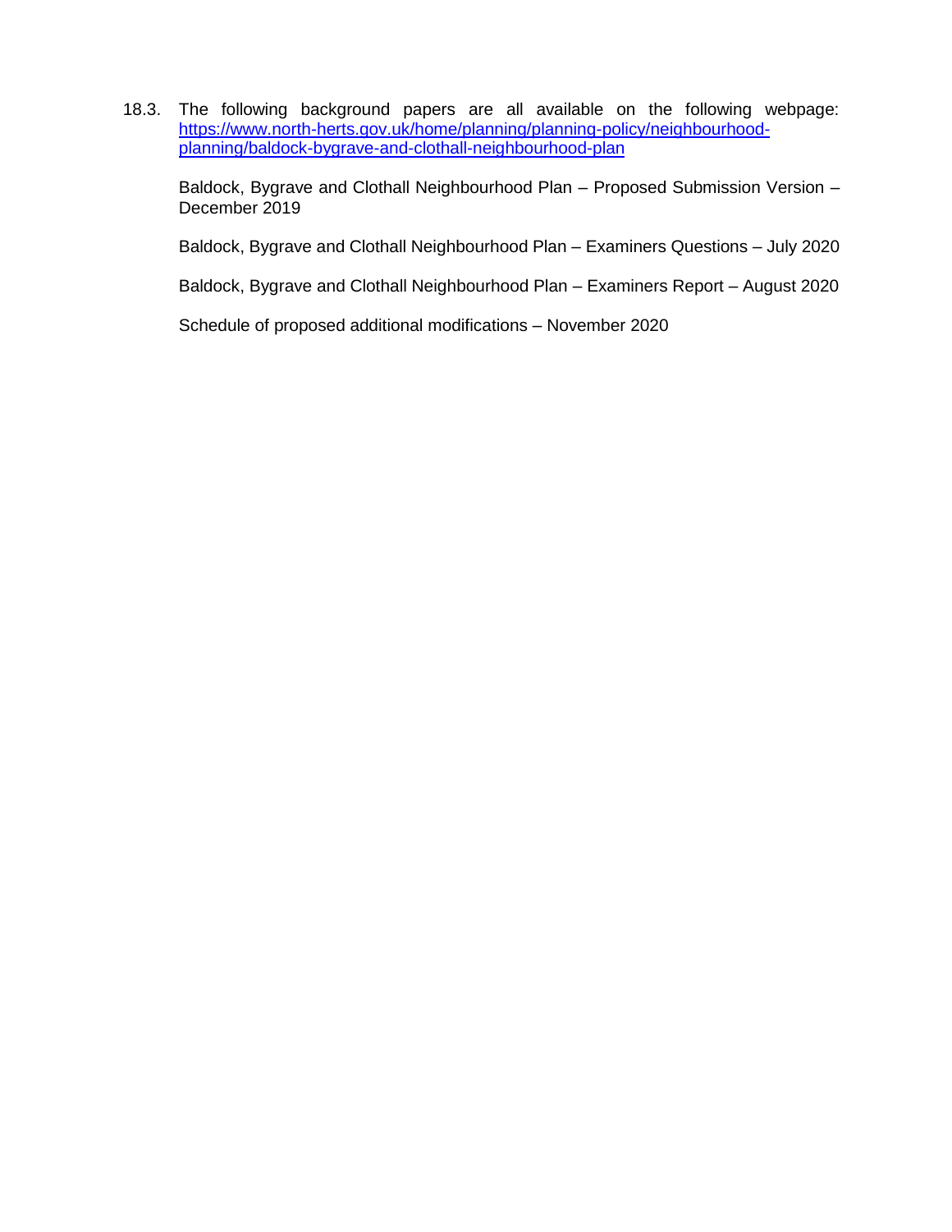18.3. The following background papers are all available on the following webpage: https://www.north-herts.gov.uk/home/planning/planning-policy/neighbourhood-planning/baldock-bygrave-and-clothall-neighbourhood-plan

Baldock, Bygrave and Clothall Neighbourhood Plan – Proposed Submission Version – December 2019

Baldock, Bygrave and Clothall Neighbourhood Plan – Examiners Questions – July 2020

Baldock, Bygrave and Clothall Neighbourhood Plan – Examiners Report – August 2020

Schedule of proposed additional modifications – November 2020